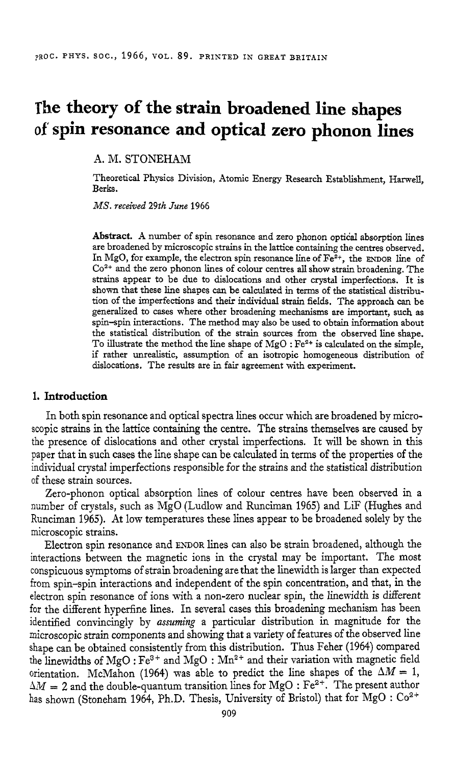# The theory of the strain broadened line shapes of spin resonance and optical zero phonon lines

A. M. STONEHAM

Theoretical Physics Division, Atomic Energy Research Establishment, Harwell, Berks.

*MS. received 29th June 1966*

**Abstract.** A number of spin resonance and zero phonon optical absorption lines are broadened by microscopic strains in the lattice containing the centres observed. In MgO, for example, the electron spin resonance line of $Fe^{2+}$, the ENDOR line of $Co^{2+}$ and the zero phonon lines of colour centres all show strain broadening. The strains appear to be due to dislocations and other crystal imperfections. It is shown that these line shapes can be calculated in terms of the statistical distribution of the imperfections and their individual strain fields. The approach can be generalized to cases where other broadening mechanisms are important, such as spin–spin interactions. The method may also be used to obtain information about the statistical distribution of the strain sources from the observed line shape. To illustrate the method the line shape of MgO : $Fe^{2+}$ is calculated on the simple, if rather unrealistic, assumption of an isotropic homogeneous distribution of dislocations. The results are in fair agreement with experiment.

## 1. Introduction

In both spin resonance and optical spectra lines occur which are broadened by microscopic strains in the lattice containing the centre. The strains themselves are caused by the presence of dislocations and other crystal imperfections. It will be shown in this paper that in such cases the line shape can be calculated in terms of the properties of the individual crystal imperfections responsible for the strains and the statistical distribution of these strain sources.

Zero-phonon optical absorption lines of colour centres have been observed in a number of crystals, such as MgO (Ludlow and Runciman 1965) and LiF (Hughes and Runciman 1965). At low temperatures these lines appear to be broadened solely by the microscopic strains.

Electron spin resonance and ENDOR lines can also be strain broadened, although the interactions between the magnetic ions in the crystal may be important. The most conspicuous symptoms of strain broadening are that the linewidth is larger than expected from spin–spin interactions and independent of the spin concentration, and that, in the electron spin resonance of ions with a non-zero nuclear spin, the linewidth is different for the different hyperfine lines. In several cases this broadening mechanism has been identified convincingly by *assuming* a particular distribution in magnitude for the microscopic strain components and showing that a variety of features of the observed line shape can be obtained consistently from this distribution. Thus Feher (1964) compared the linewidths of MgO : $Fe^{3+}$ and MgO : $Mn^{2+}$ and their variation with magnetic field orientation. McMahon (1964) was able to predict the line shapes of the $\Delta M = 1$, $\Delta M = 2$ and the double-quantum transition lines for MgO : $Fe^{2+}$. The present author has shown (Stoneham 1964, Ph.D. Thesis, University of Bristol) that for MgO : $Co^{2+}$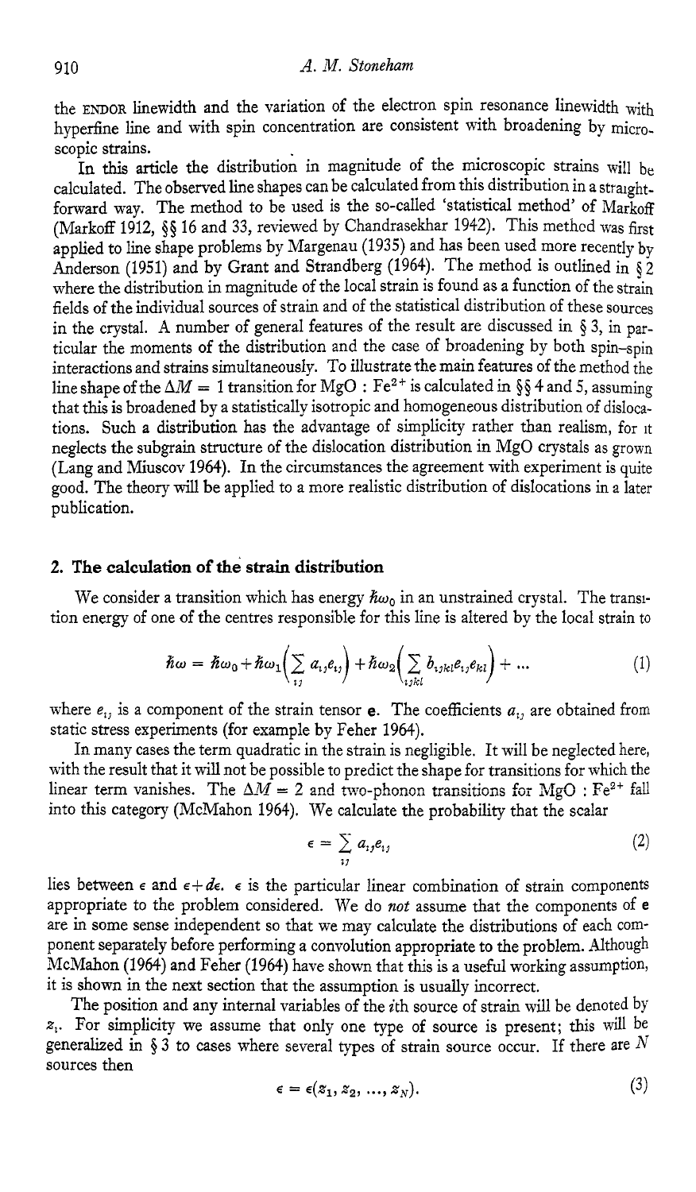the ENDOR linewidth and the variation of the electron spin resonance linewidth with hyperfine line and with spin concentration are consistent with broadening by microscopic strains.

In this article the distribution in magnitude of the microscopic strains will be calculated. The observed line shapes can be calculated from this distribution in a straightforward way. The method to be used is the so-called 'statistical method' of Markoff (Markoff 1912, §§ 16 and 33, reviewed by Chandrasekhar 1942). This method was first applied to line shape problems by Margenau (1935) and has been used more recently by Anderson (1951) and by Grant and Strandberg (1964). The method is outlined in § 2 where the distribution in magnitude of the local strain is found as a function of the strain fields of the individual sources of strain and of the statistical distribution of these sources in the crystal. A number of general features of the result are discussed in § 3, in particular the moments of the distribution and the case of broadening by both spin–spin interactions and strains simultaneously. To illustrate the main features of the method the line shape of the $\Delta M = 1$ transition for MgO : $Fe^{2+}$ is calculated in §§ 4 and 5, assuming that this is broadened by a statistically isotropic and homogeneous distribution of dislocations. Such a distribution has the advantage of simplicity rather than realism, for it neglects the subgrain structure of the dislocation distribution in MgO crystals as grown (Lang and Miuscov 1964). In the circumstances the agreement with experiment is quite good. The theory will be applied to a more realistic distribution of dislocations in a later publication.

## 2. The calculation of the strain distribution

We consider a transition which has energy $\hbar\omega_0$ in an unstrained crystal. The transition energy of one of the centres responsible for this line is altered by the local strain to

$$\hbar\omega = \hbar\omega_0 + \hbar\omega_1\Big(\sum_{ij} a_{ij} e_{ij}\Big) + \hbar\omega_2\Big(\sum_{ijkl} b_{ijkl} e_{ij} e_{kl}\Big) + \dots \tag{1}$$

where $e_{ij}$ is a component of the strain tensor $\mathbf{e}$. The coefficients $a_{ij}$ are obtained from static stress experiments (for example by Feher 1964).

In many cases the term quadratic in the strain is negligible. It will be neglected here, with the result that it will not be possible to predict the shape for transitions for which the linear term vanishes. The $\Delta M = 2$ and two-phonon transitions for MgO : $Fe^{2+}$ fall into this category (McMahon 1964). We calculate the probability that the scalar

$$\epsilon = \sum_{ij} a_{ij} e_{ij} \tag{2}$$

lies between $\epsilon$ and $\epsilon + d\epsilon$. $\epsilon$ is the particular linear combination of strain components appropriate to the problem considered. We do *not* assume that the components of $\mathbf{e}$ are in some sense independent so that we may calculate the distributions of each component separately before performing a convolution appropriate to the problem. Although McMahon (1964) and Feher (1964) have shown that this is a useful working assumption, it is shown in the next section that the assumption is usually incorrect.

The position and any internal variables of the $i$th source of strain will be denoted by $z_i$. For simplicity we assume that only one type of source is present; this will be generalized in § 3 to cases where several types of strain source occur. If there are $N$ sources then

$$\epsilon = \epsilon(z_1, z_2, \dots, z_N). \tag{3}$$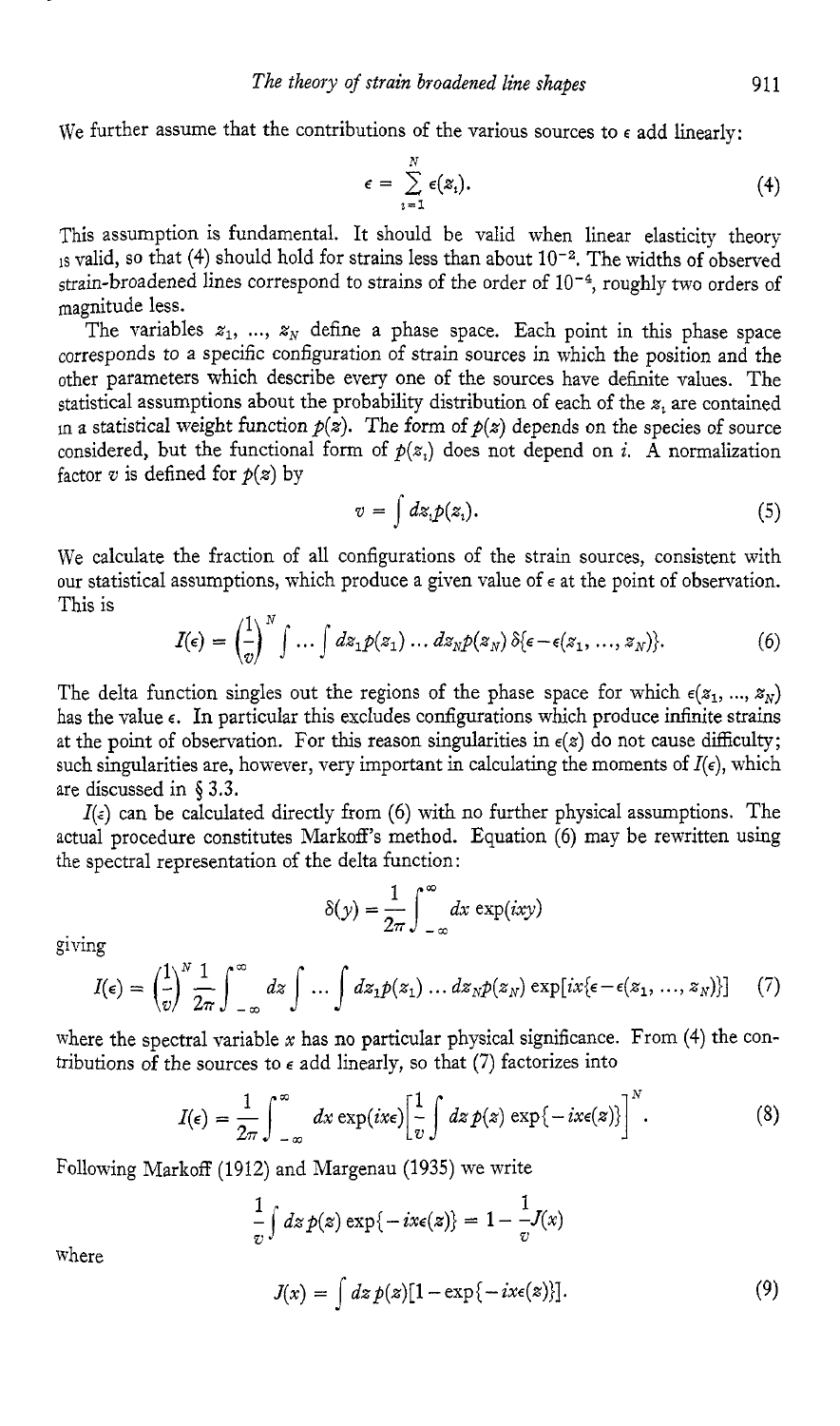We further assume that the contributions of the various sources to $\epsilon$ add linearly:

$$\epsilon = \sum_{i=1}^{N} \epsilon(z_i). \tag{4}$$

This assumption is fundamental. It should be valid when linear elasticity theory is valid, so that (4) should hold for strains less than about $10^{-2}$. The widths of observed strain-broadened lines correspond to strains of the order of $10^{-4}$, roughly two orders of magnitude less.

The variables $z_1, \ldots, z_N$ define a phase space. Each point in this phase space corresponds to a specific configuration of strain sources in which the position and the other parameters which describe every one of the sources have definite values. The statistical assumptions about the probability distribution of each of the $z_i$ are contained in a statistical weight function $p(z)$. The form of $p(z)$ depends on the species of source considered, but the functional form of $p(z_i)$ does not depend on $i$. A normalization factor $v$ is defined for $p(z)$ by

$$v = \int dz_i p(z_i). \tag{5}$$

We calculate the fraction of all configurations of the strain sources, consistent with our statistical assumptions, which produce a given value of $\epsilon$ at the point of observation. This is

$$I(\epsilon) = \left(\frac{1}{v}\right)^N \int \ldots \int dz_1 p(z_1) \ldots dz_N p(z_N)\, \delta\{\epsilon - \epsilon(z_1, \ldots, z_N)\}. \tag{6}$$

The delta function singles out the regions of the phase space for which $\epsilon(z_1, \ldots, z_N)$ has the value $\epsilon$. In particular this excludes configurations which produce infinite strains at the point of observation. For this reason singularities in $\epsilon(z)$ do not cause difficulty; such singularities are, however, very important in calculating the moments of $I(\epsilon)$, which are discussed in § 3.3.

$I(\epsilon)$ can be calculated directly from (6) with no further physical assumptions. The actual procedure constitutes Markoff's method. Equation (6) may be rewritten using the spectral representation of the delta function:

$$\delta(y) = \frac{1}{2\pi} \int_{-\infty}^{\infty} dx \exp(ixy)$$

giving

$$I(\epsilon) = \left(\frac{1}{v}\right)^N \frac{1}{2\pi} \int_{-\infty}^{\infty} dx \int \ldots \int dz_1 p(z_1) \ldots dz_N p(z_N) \exp[ix\{\epsilon - \epsilon(z_1, \ldots, z_N)\}] \tag{7}$$

where the spectral variable $x$ has no particular physical significance. From (4) the contributions of the sources to $\epsilon$ add linearly, so that (7) factorizes into

$$I(\epsilon) = \frac{1}{2\pi} \int_{-\infty}^{\infty} dx \exp(ix\epsilon) \left[\frac{1}{v} \int dz\, p(z) \exp\{-ix\epsilon(z)\}\right]^N. \tag{8}$$

Following Markoff (1912) and Margenau (1935) we write

$$\frac{1}{v} \int dz\, p(z) \exp\{-ix\epsilon(z)\} = 1 - \frac{1}{v} J(x)$$

where

$$J(x) = \int dz\, p(z)[1 - \exp\{-ix\epsilon(z)\}]. \tag{9}$$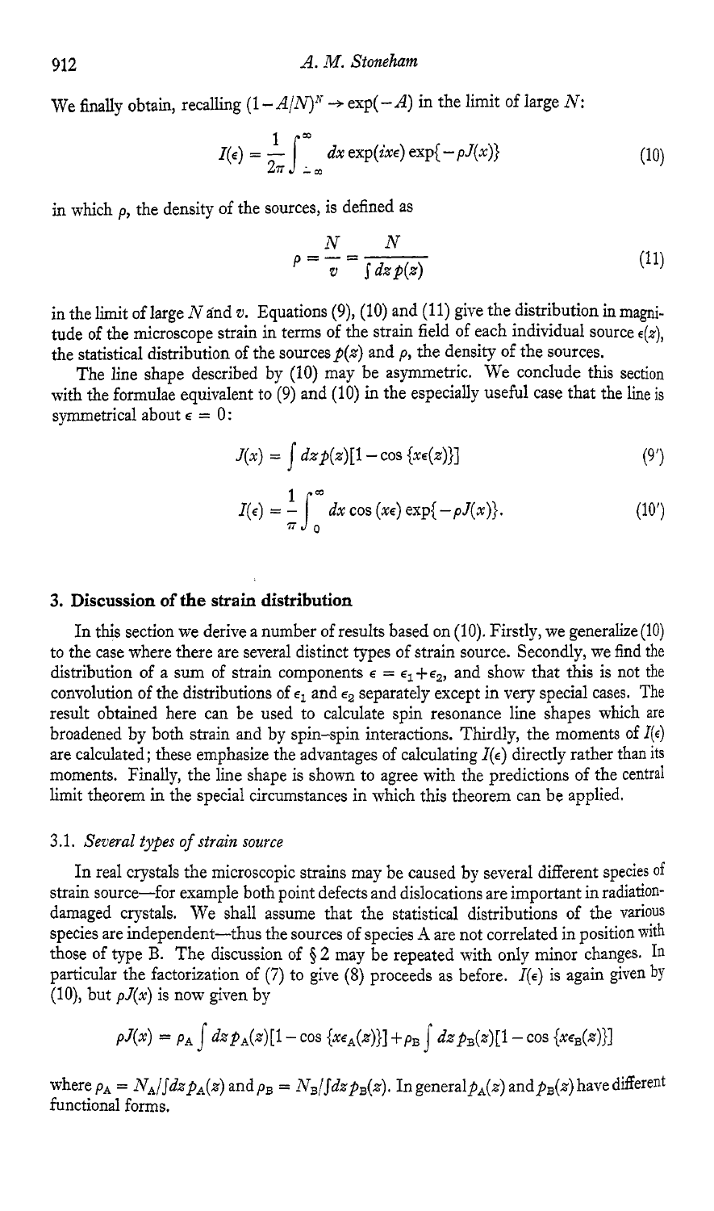We finally obtain, recalling $(1-A/N)^N \to \exp(-A)$ in the limit of large $N$:

$$I(\epsilon) = \frac{1}{2\pi}\int_{-\infty}^{\infty} dx \exp(ix\epsilon)\exp\{-\rho J(x)\} \tag{10}$$

in which $\rho$, the density of the sources, is defined as

$$\rho = \frac{N}{v} = \frac{N}{\int dz\, p(z)} \tag{11}$$

in the limit of large $N$ and $v$. Equations (9), (10) and (11) give the distribution in magnitude of the microscope strain in terms of the strain field of each individual source $\epsilon(z)$, the statistical distribution of the sources $p(z)$ and $\rho$, the density of the sources.

The line shape described by (10) may be asymmetric. We conclude this section with the formulae equivalent to (9) and (10) in the especially useful case that the line is symmetrical about $\epsilon = 0$:

$$J(x) = \int dz\, p(z)[1-\cos\{x\epsilon(z)\}] \tag{9'}$$

$$I(\epsilon) = \frac{1}{\pi}\int_{0}^{\infty} dx \cos(x\epsilon)\exp\{-\rho J(x)\}. \tag{10'}$$

## 3. Discussion of the strain distribution

In this section we derive a number of results based on (10). Firstly, we generalize (10) to the case where there are several distinct types of strain source. Secondly, we find the distribution of a sum of strain components $\epsilon = \epsilon_1 + \epsilon_2$, and show that this is not the convolution of the distributions of $\epsilon_1$ and $\epsilon_2$ separately except in very special cases. The result obtained here can be used to calculate spin resonance line shapes which are broadened by both strain and by spin–spin interactions. Thirdly, the moments of $I(\epsilon)$ are calculated; these emphasize the advantages of calculating $I(\epsilon)$ directly rather than its moments. Finally, the line shape is shown to agree with the predictions of the central limit theorem in the special circumstances in which this theorem can be applied.

### 3.1. *Several types of strain source*

In real crystals the microscopic strains may be caused by several different species of strain source—for example both point defects and dislocations are important in radiation-damaged crystals. We shall assume that the statistical distributions of the various species are independent—thus the sources of species A are not correlated in position with those of type B. The discussion of § 2 may be repeated with only minor changes. In particular the factorization of (7) to give (8) proceeds as before. $I(\epsilon)$ is again given by (10), but $\rho J(x)$ is now given by

$$\rho J(x) = \rho_A \int dz\, p_A(z)[1-\cos\{x\epsilon_A(z)\}] + \rho_B \int dz\, p_B(z)[1-\cos\{x\epsilon_B(z)\}]$$

where $\rho_A = N_A/\int dz\, p_A(z)$ and $\rho_B = N_B/\int dz\, p_B(z)$. In general $p_A(z)$ and $p_B(z)$ have different functional forms.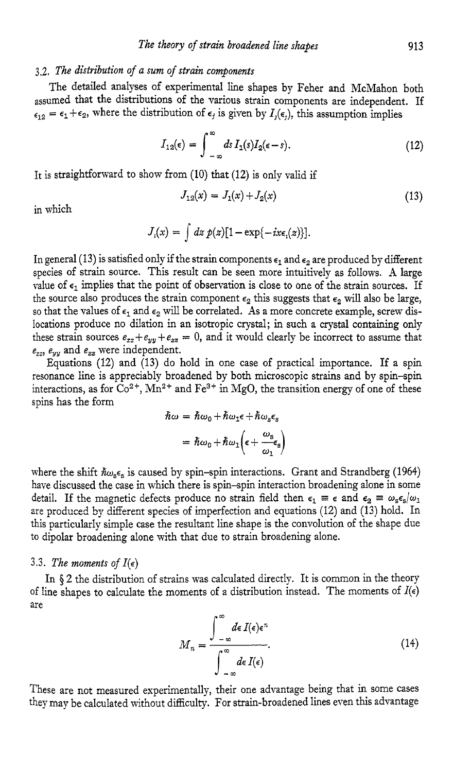### 3.2. *The distribution of a sum of strain components*

The detailed analyses of experimental line shapes by Feher and McMahon both assumed that the distributions of the various strain components are independent. If $\epsilon_{12} = \epsilon_1 + \epsilon_2$, where the distribution of $\epsilon_j$ is given by $I_j(\epsilon_j)$, this assumption implies

$$I_{12}(\epsilon) = \int_{-\infty}^{\infty} ds\, I_1(s) I_2(\epsilon - s). \tag{12}$$

It is straightforward to show from (10) that (12) is only valid if

$$J_{12}(x) = J_1(x) + J_2(x) \tag{13}$$

in which

$$J_i(x) = \int dz\, p(z)[1 - \exp\{-ix\epsilon_i(z)\}].$$

In general (13) is satisfied only if the strain components $\epsilon_1$ and $\epsilon_2$ are produced by different species of strain source. This result can be seen more intuitively as follows. A large value of $\epsilon_1$ implies that the point of observation is close to one of the strain sources. If the source also produces the strain component $\epsilon_2$ this suggests that $\epsilon_2$ will also be large, so that the values of $\epsilon_1$ and $\epsilon_2$ will be correlated. As a more concrete example, screw dislocations produce no dilation in an isotropic crystal; in such a crystal containing only these strain sources $e_{xx} + e_{yy} + e_{zz} = 0$, and it would clearly be incorrect to assume that $e_{xx}$, $e_{yy}$ and $e_{zz}$ were independent.

Equations (12) and (13) do hold in one case of practical importance. If a spin resonance line is appreciably broadened by both microscopic strains and by spin–spin interactions, as for $Co^{2+}$, $Mn^{2+}$ and $Fe^{3+}$ in MgO, the transition energy of one of these spins has the form

$$\begin{aligned} \hbar\omega &= \hbar\omega_0 + \hbar\omega_1\epsilon + \hbar\omega_s\epsilon_s \\ &= \hbar\omega_0 + \hbar\omega_1\left(\epsilon + \frac{\omega_s}{\omega_1}\epsilon_s\right) \end{aligned}$$

where the shift $\hbar\omega_s\epsilon_s$ is caused by spin–spin interactions. Grant and Strandberg (1964) have discussed the case in which there is spin–spin interaction broadening alone in some detail. If the magnetic defects produce no strain field then $\epsilon_1 \equiv \epsilon$ and $\epsilon_2 \equiv \omega_s\epsilon_s/\omega_1$ are produced by different species of imperfection and equations (12) and (13) hold. In this particularly simple case the resultant line shape is the convolution of the shape due to dipolar broadening alone with that due to strain broadening alone.

### 3.3. *The moments of $I(\epsilon)$*

In § 2 the distribution of strains was calculated directly. It is common in the theory of line shapes to calculate the moments of a distribution instead. The moments of $I(\epsilon)$ are

$$M_n = \frac{\int_{-\infty}^{\infty} d\epsilon\, I(\epsilon)\epsilon^n}{\int_{-\infty}^{\infty} d\epsilon\, I(\epsilon)}. \tag{14}$$

These are not measured experimentally, their one advantage being that in some cases they may be calculated without difficulty. For strain-broadened lines even this advantage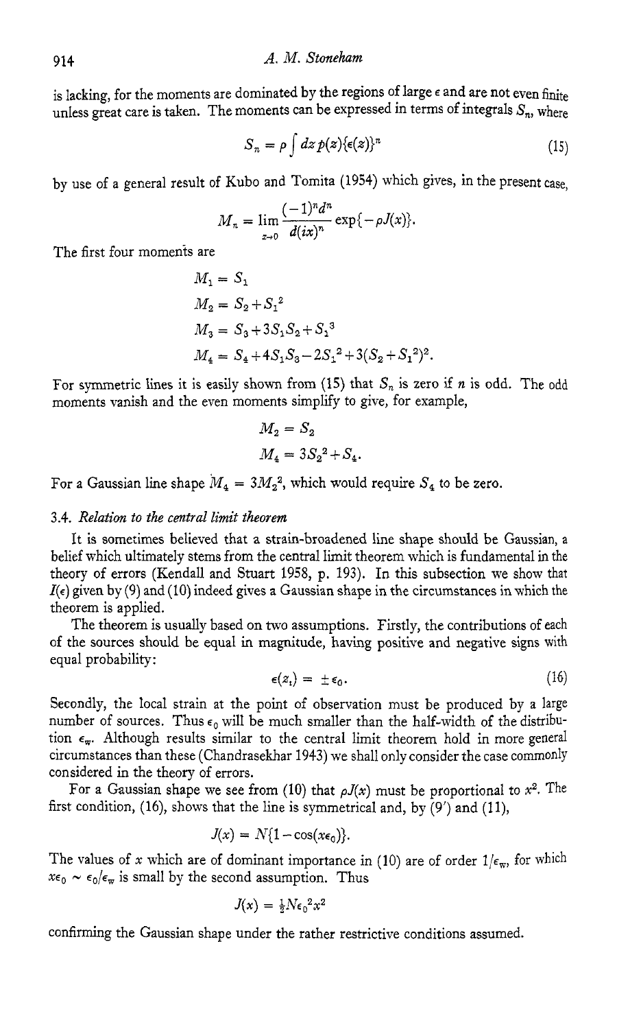is lacking, for the moments are dominated by the regions of large $\epsilon$ and are not even finite unless great care is taken. The moments can be expressed in terms of integrals $S_n$, where

$$S_n = \rho \int dz\, p(z)\{\epsilon(z)\}^n \tag{15}$$

by use of a general result of Kubo and Tomita (1954) which gives, in the present case,

$$M_n = \lim_{x \to 0} \frac{(-1)^n d^n}{d(ix)^n} \exp\{-\rho J(x)\}.$$

The first four moments are

$$M_1 = S_1$$

$$M_2 = S_2 + S_1^2$$

$$M_3 = S_3 + 3S_1S_2 + S_1^3$$

$$M_4 = S_4 + 4S_1S_3 - 2S_1^2 + 3(S_2 + S_1^2)^2.$$

For symmetric lines it is easily shown from (15) that $S_n$ is zero if $n$ is odd. The odd moments vanish and the even moments simplify to give, for example,

$$M_2 = S_2$$

$$M_4 = 3S_2^2 + S_4.$$

For a Gaussian line shape $M_4 = 3M_2^2$, which would require $S_4$ to be zero.

### 3.4. *Relation to the central limit theorem*

It is sometimes believed that a strain-broadened line shape should be Gaussian, a belief which ultimately stems from the central limit theorem which is fundamental in the theory of errors (Kendall and Stuart 1958, p. 193). In this subsection we show that $I(\epsilon)$ given by (9) and (10) indeed gives a Gaussian shape in the circumstances in which the theorem is applied.

The theorem is usually based on two assumptions. Firstly, the contributions of each of the sources should be equal in magnitude, having positive and negative signs with equal probability:

$$\epsilon(z_i) = \pm \epsilon_0. \tag{16}$$

Secondly, the local strain at the point of observation must be produced by a large number of sources. Thus $\epsilon_0$ will be much smaller than the half-width of the distribution $\epsilon_w$. Although results similar to the central limit theorem hold in more general circumstances than these (Chandrasekhar 1943) we shall only consider the case commonly considered in the theory of errors.

For a Gaussian shape we see from (10) that $\rho J(x)$ must be proportional to $x^2$. The first condition, (16), shows that the line is symmetrical and, by (9′) and (11),

$$J(x) = N\{1 - \cos(x\epsilon_0)\}.$$

The values of $x$ which are of dominant importance in (10) are of order $1/\epsilon_w$, for which $x\epsilon_0 \sim \epsilon_0/\epsilon_w$ is small by the second assumption. Thus

$$J(x) = \tfrac{1}{2} N \epsilon_0^2 x^2$$

confirming the Gaussian shape under the rather restrictive conditions assumed.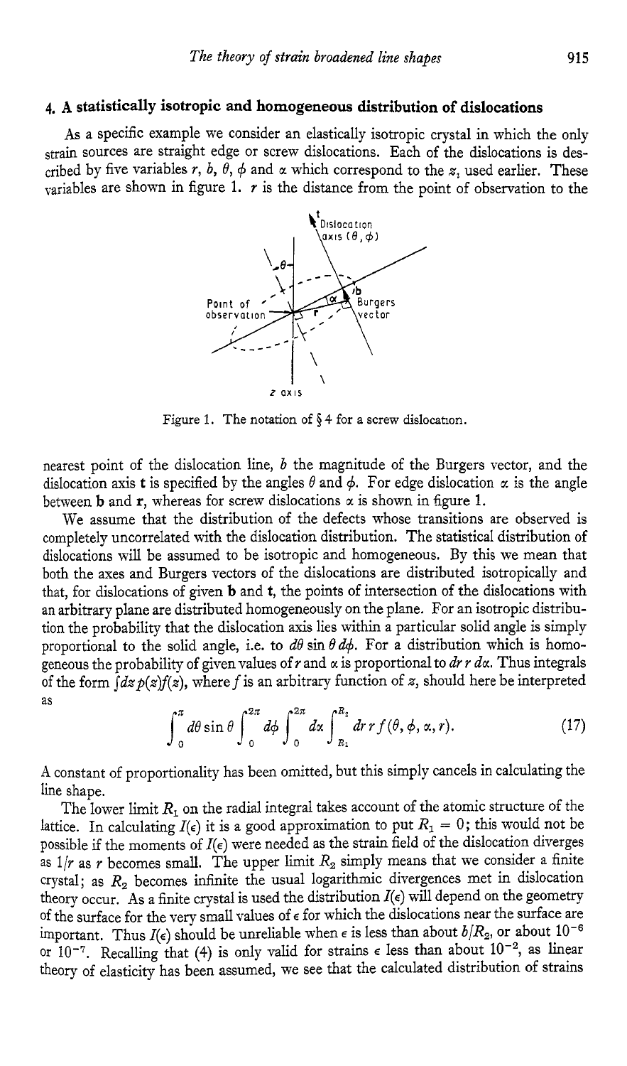## 4. A statistically isotropic and homogeneous distribution of dislocations

As a specific example we consider an elastically isotropic crystal in which the only strain sources are straight edge or screw dislocations. Each of the dislocations is described by five variables $r$, $b$, $\theta$, $\phi$ and $\alpha$ which correspond to the $z_i$ used earlier. These variables are shown in figure 1. $r$ is the distance from the point of observation to the nearest point of the dislocation line, $b$ the magnitude of the Burgers vector, and the dislocation axis $\mathbf{t}$ is specified by the angles $\theta$ and $\phi$. For edge dislocation $\alpha$ is the angle between $\mathbf{b}$ and $\mathbf{r}$, whereas for screw dislocations $\alpha$ is shown in figure 1.

Figure 1. The notation of § 4 for a screw dislocation.

We assume that the distribution of the defects whose transitions are observed is completely uncorrelated with the dislocation distribution. The statistical distribution of dislocations will be assumed to be isotropic and homogeneous. By this we mean that both the axes and Burgers vectors of the dislocations are distributed isotropically and that, for dislocations of given $\mathbf{b}$ and $\mathbf{t}$, the points of intersection of the dislocations with an arbitrary plane are distributed homogeneously on the plane. For an isotropic distribution the probability that the dislocation axis lies within a particular solid angle is simply proportional to the solid angle, i.e. to $d\theta \sin\theta \, d\phi$. For a distribution which is homogeneous the probability of given values of $r$ and $\alpha$ is proportional to $dr\, r\, d\alpha$. Thus integrals of the form $\int dz\, p(z) f(z)$, where $f$ is an arbitrary function of $z$, should here be interpreted as

$$\int_0^{\pi} d\theta \sin\theta \int_0^{2\pi} d\phi \int_0^{2\pi} d\alpha \int_{R_1}^{R_2} dr\, r\, f(\theta, \phi, \alpha, r). \tag{17}$$

A constant of proportionality has been omitted, but this simply cancels in calculating the line shape.

The lower limit $R_1$ on the radial integral takes account of the atomic structure of the lattice. In calculating $I(\epsilon)$ it is a good approximation to put $R_1 = 0$; this would not be possible if the moments of $I(\epsilon)$ were needed as the strain field of the dislocation diverges as $1/r$ as $r$ becomes small. The upper limit $R_2$ simply means that we consider a finite crystal; as $R_2$ becomes infinite the usual logarithmic divergences met in dislocation theory occur. As a finite crystal is used the distribution $I(\epsilon)$ will depend on the geometry of the surface for the very small values of $\epsilon$ for which the dislocations near the surface are important. Thus $I(\epsilon)$ should be unreliable when $\epsilon$ is less than about $b/R_2$, or about $10^{-6}$ or $10^{-7}$. Recalling that (4) is only valid for strains $\epsilon$ less than about $10^{-2}$, as linear theory of elasticity has been assumed, we see that the calculated distribution of strains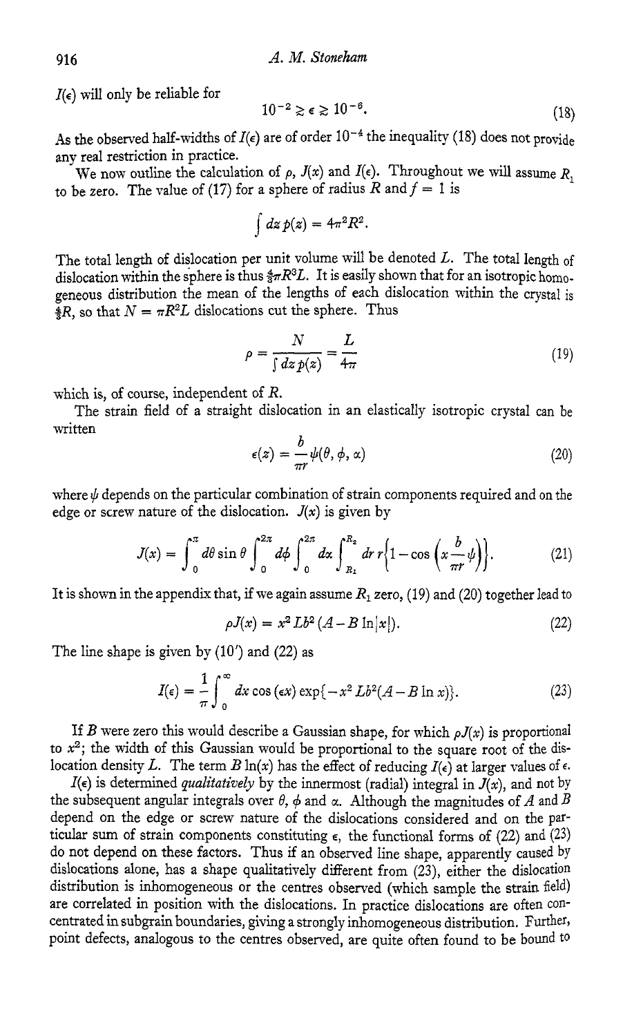$I(\epsilon)$ will only be reliable for

$$10^{-2} \gtrsim \epsilon \gtrsim 10^{-6}. \tag{18}$$

As the observed half-widths of $I(\epsilon)$ are of order $10^{-4}$ the inequality (18) does not provide any real restriction in practice.

We now outline the calculation of $\rho$, $J(x)$ and $I(\epsilon)$. Throughout we will assume $R_1$ to be zero. The value of (17) for a sphere of radius $R$ and $f = 1$ is

$$\int dz\, p(z) = 4\pi^2 R^2.$$

The total length of dislocation per unit volume will be denoted $L$. The total length of dislocation within the sphere is thus $\frac{4}{3}\pi R^3 L$. It is easily shown that for an isotropic homogeneous distribution the mean of the lengths of each dislocation within the crystal is $\frac{4}{3}R$, so that $N = \pi R^2 L$ dislocations cut the sphere. Thus

$$\rho = \frac{N}{\int dz\, p(z)} = \frac{L}{4\pi} \tag{19}$$

which is, of course, independent of $R$.

The strain field of a straight dislocation in an elastically isotropic crystal can be written

$$\epsilon(z) = \frac{b}{\pi r}\psi(\theta, \phi, \alpha) \tag{20}$$

where $\psi$ depends on the particular combination of strain components required and on the edge or screw nature of the dislocation. $J(x)$ is given by

$$J(x) = \int_0^{\pi} d\theta \sin\theta \int_0^{2\pi} d\phi \int_0^{2\pi} d\alpha \int_{R_1}^{R_2} dr\, r\left\{1 - \cos\left(x\frac{b}{\pi r}\psi\right)\right\}. \tag{21}$$

It is shown in the appendix that, if we again assume $R_1$ zero, (19) and (20) together lead to

$$\rho J(x) = x^2 L b^2 (A - B \ln|x|). \tag{22}$$

The line shape is given by (10′) and (22) as

$$I(\epsilon) = \frac{1}{\pi}\int_0^{\infty} dx \cos(\epsilon x) \exp\{-x^2 L b^2 (A - B \ln x)\}. \tag{23}$$

If $B$ were zero this would describe a Gaussian shape, for which $\rho J(x)$ is proportional to $x^2$; the width of this Gaussian would be proportional to the square root of the dislocation density $L$. The term $B \ln(x)$ has the effect of reducing $I(\epsilon)$ at larger values of $\epsilon$.

$I(\epsilon)$ is determined *qualitatively* by the innermost (radial) integral in $J(x)$, and not by the subsequent angular integrals over $\theta$, $\phi$ and $\alpha$. Although the magnitudes of $A$ and $B$ depend on the edge or screw nature of the dislocations considered and on the particular sum of strain components constituting $\epsilon$, the functional forms of (22) and (23) do not depend on these factors. Thus if an observed line shape, apparently caused by dislocations alone, has a shape qualitatively different from (23), either the dislocation distribution is inhomogeneous or the centres observed (which sample the strain field) are correlated in position with the dislocations. In practice dislocations are often concentrated in subgrain boundaries, giving a strongly inhomogeneous distribution. Further, point defects, analogous to the centres observed, are quite often found to be bound to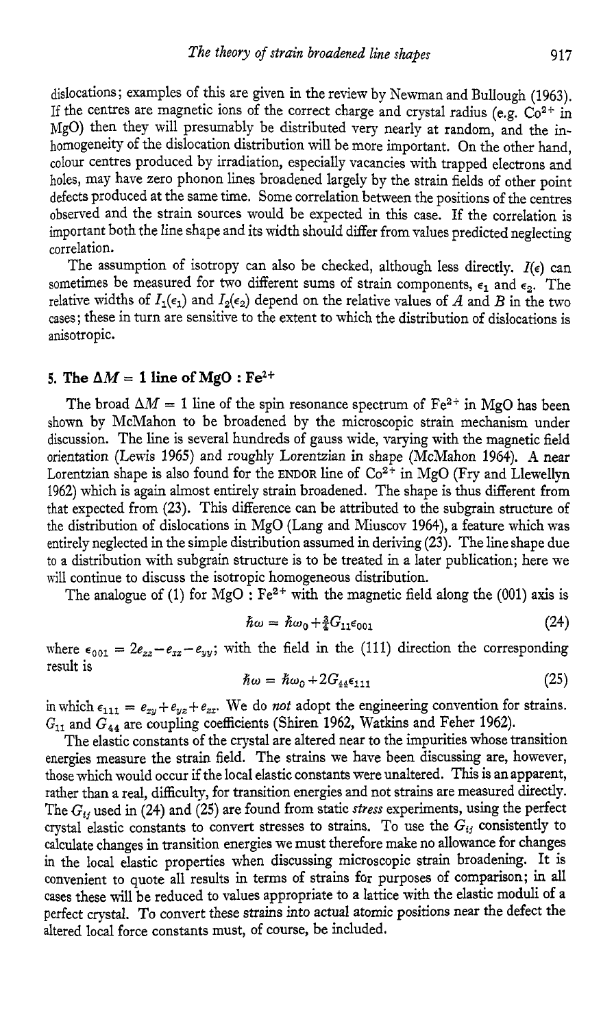dislocations; examples of this are given in the review by Newman and Bullough (1963). If the centres are magnetic ions of the correct charge and crystal radius (e.g. $Co^{2+}$ in MgO) then they will presumably be distributed very nearly at random, and the inhomogeneity of the dislocation distribution will be more important. On the other hand, colour centres produced by irradiation, especially vacancies with trapped electrons and holes, may have zero phonon lines broadened largely by the strain fields of other point defects produced at the same time. Some correlation between the positions of the centres observed and the strain sources would be expected in this case. If the correlation is important both the line shape and its width should differ from values predicted neglecting correlation.

The assumption of isotropy can also be checked, although less directly. $I(\epsilon)$ can sometimes be measured for two different sums of strain components, $\epsilon_1$ and $\epsilon_2$. The relative widths of $I_1(\epsilon_1)$ and $I_2(\epsilon_2)$ depend on the relative values of $A$ and $B$ in the two cases; these in turn are sensitive to the extent to which the distribution of dislocations is anisotropic.

## 5. The $\Delta M = 1$ line of MgO : $Fe^{2+}$

The broad $\Delta M = 1$ line of the spin resonance spectrum of $Fe^{2+}$ in MgO has been shown by McMahon to be broadened by the microscopic strain mechanism under discussion. The line is several hundreds of gauss wide, varying with the magnetic field orientation (Lewis 1965) and roughly Lorentzian in shape (McMahon 1964). A near Lorentzian shape is also found for the ENDOR line of $Co^{2+}$ in MgO (Fry and Llewellyn 1962) which is again almost entirely strain broadened. The shape is thus different from that expected from (23). This difference can be attributed to the subgrain structure of the distribution of dislocations in MgO (Lang and Miuscov 1964), a feature which was entirely neglected in the simple distribution assumed in deriving (23). The line shape due to a distribution with subgrain structure is to be treated in a later publication; here we will continue to discuss the isotropic homogeneous distribution.

The analogue of (1) for MgO : $Fe^{2+}$ with the magnetic field along the (001) axis is

$$\hbar\omega = \hbar\omega_0 + \tfrac{3}{4}G_{11}\epsilon_{001} \tag{24}$$

where $\epsilon_{001} = 2e_{zz} - e_{xx} - e_{yy}$; with the field in the (111) direction the corresponding result is

$$\hbar\omega = \hbar\omega_0 + 2G_{44}\epsilon_{111} \tag{25}$$

in which $\epsilon_{111} = e_{xy} + e_{yz} + e_{zx}$. We do *not* adopt the engineering convention for strains. $G_{11}$ and $G_{44}$ are coupling coefficients (Shiren 1962, Watkins and Feher 1962).

The elastic constants of the crystal are altered near to the impurities whose transition energies measure the strain field. The strains we have been discussing are, however, those which would occur if the local elastic constants were unaltered. This is an apparent, rather than a real, difficulty, for transition energies and not strains are measured directly. The $G_{ij}$ used in (24) and (25) are found from static *stress* experiments, using the perfect crystal elastic constants to convert stresses to strains. To use the $G_{ij}$ consistently to calculate changes in transition energies we must therefore make no allowance for changes in the local elastic properties when discussing microscopic strain broadening. It is convenient to quote all results in terms of strains for purposes of comparison; in all cases these will be reduced to values appropriate to a lattice with the elastic moduli of a perfect crystal. To convert these strains into actual atomic positions near the defect the altered local force constants must, of course, be included.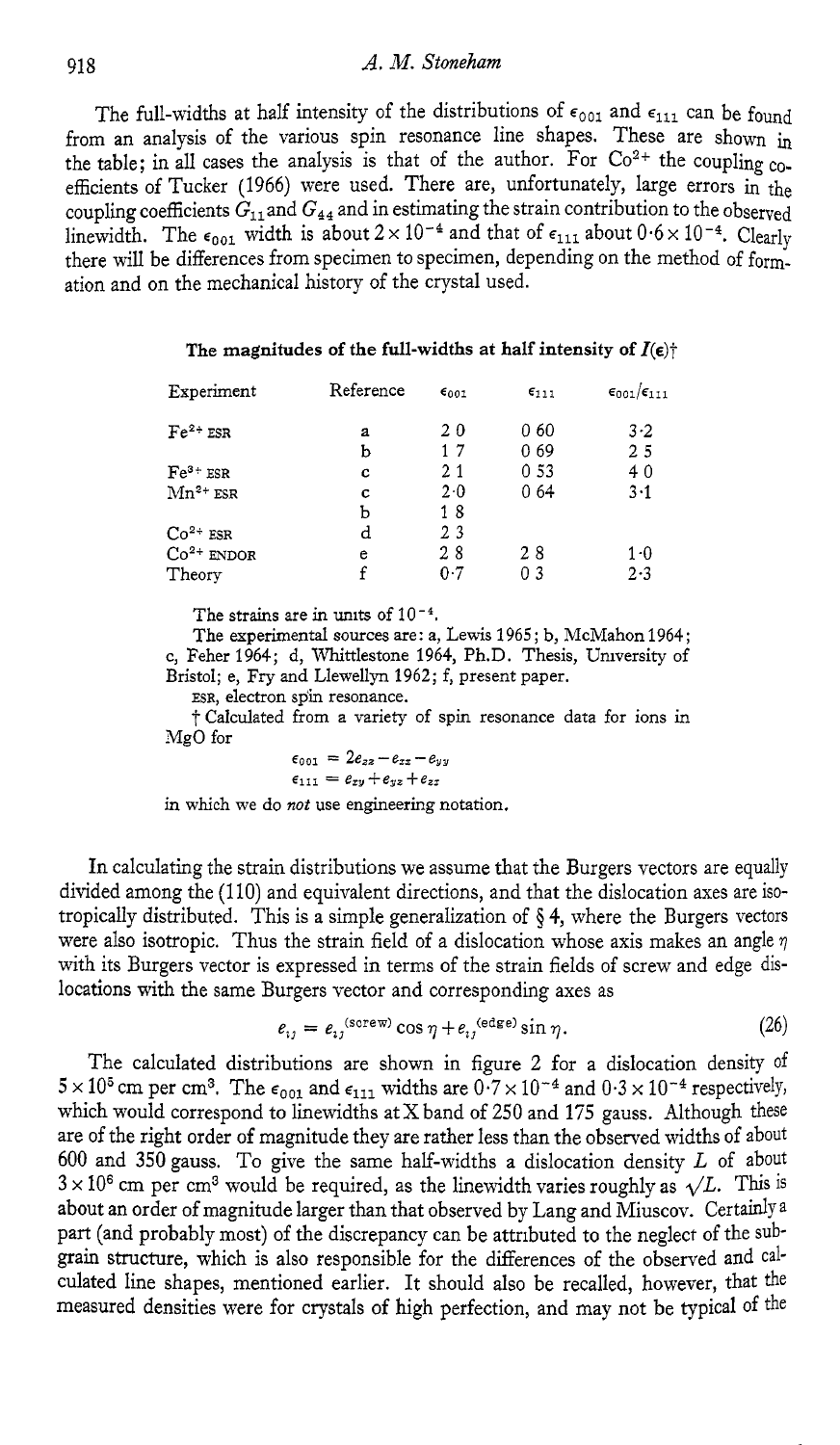The full-widths at half intensity of the distributions of $\epsilon_{001}$ and $\epsilon_{111}$ can be found from an analysis of the various spin resonance line shapes. These are shown in the table; in all cases the analysis is that of the author. For $Co^{2+}$ the coupling coefficients of Tucker (1966) were used. There are, unfortunately, large errors in the coupling coefficients $G_{11}$ and $G_{44}$ and in estimating the strain contribution to the observed linewidth. The $\epsilon_{001}$ width is about $2 \times 10^{-4}$ and that of $\epsilon_{111}$ about $0{\cdot}6 \times 10^{-4}$. Clearly there will be differences from specimen to specimen, depending on the method of formation and on the mechanical history of the crystal used.

**The magnitudes of the full-widths at half intensity of $I(\epsilon)$†**

| Experiment | Reference | $\epsilon_{001}$ | $\epsilon_{111}$ | $\epsilon_{001}/\epsilon_{111}$ |
|---|---|---|---|---|
| $Fe^{2+}$ ESR | a | 2·0 | 0·60 | 3·2 |
| | b | 1·7 | 0·69 | 2·5 |
| $Fe^{3+}$ ESR | c | 2·1 | 0·53 | 4·0 |
| $Mn^{2+}$ ESR | c | 2·0 | 0·64 | 3·1 |
| | b | 1·8 | | |
| $Co^{2+}$ ESR | d | 2·3 | | |
| $Co^{2+}$ ENDOR | e | 2·8 | 2·8 | 1·0 |
| Theory | f | 0·7 | 0·3 | 2·3 |

The strains are in units of $10^{-4}$.

The experimental sources are: a, Lewis 1965; b, McMahon 1964; c, Feher 1964; d, Whittlestone 1964, Ph.D. Thesis, University of Bristol; e, Fry and Llewellyn 1962; f, present paper.

ESR, electron spin resonance.

† Calculated from a variety of spin resonance data for ions in MgO for

$$\epsilon_{001} = 2e_{zz} - e_{xx} - e_{yy}$$

$$\epsilon_{111} = e_{xy} + e_{yz} + e_{zx}$$

in which we do *not* use engineering notation.

In calculating the strain distributions we assume that the Burgers vectors are equally divided among the (110) and equivalent directions, and that the dislocation axes are isotropically distributed. This is a simple generalization of § 4, where the Burgers vectors were also isotropic. Thus the strain field of a dislocation whose axis makes an angle $\eta$ with its Burgers vector is expressed in terms of the strain fields of screw and edge dislocations with the same Burgers vector and corresponding axes as

$$e_{ij} = e_{ij}^{(\text{screw})} \cos \eta + e_{ij}^{(\text{edge})} \sin \eta. \tag{26}$$

The calculated distributions are shown in figure 2 for a dislocation density of $5 \times 10^5$ cm per cm$^3$. The $\epsilon_{001}$ and $\epsilon_{111}$ widths are $0{\cdot}7 \times 10^{-4}$ and $0{\cdot}3 \times 10^{-4}$ respectively, which would correspond to linewidths at X band of 250 and 175 gauss. Although these are of the right order of magnitude they are rather less than the observed widths of about 600 and 350 gauss. To give the same half-widths a dislocation density $L$ of about $3 \times 10^6$ cm per cm$^3$ would be required, as the linewidth varies roughly as $\sqrt{L}$. This is about an order of magnitude larger than that observed by Lang and Miuscov. Certainly a part (and probably most) of the discrepancy can be attributed to the neglect of the subgrain structure, which is also responsible for the differences of the observed and calculated line shapes, mentioned earlier. It should also be recalled, however, that the measured densities were for crystals of high perfection, and may not be typical of the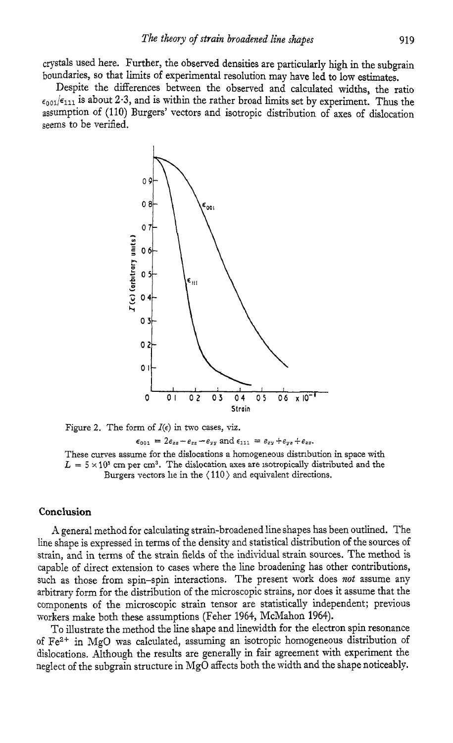crystals used here. Further, the observed densities are particularly high in the subgrain boundaries, so that limits of experimental resolution may have led to low estimates.

Despite the differences between the observed and calculated widths, the ratio $\epsilon_{001}/\epsilon_{111}$ is about 2·3, and is within the rather broad limits set by experiment. Thus the assumption of (110) Burgers' vectors and isotropic distribution of axes of dislocation seems to be verified.

Figure 2. The form of $I(\epsilon)$ in two cases, viz.

$$\epsilon_{001} = 2e_{zz} - e_{xx} - e_{yy} \text{ and } \epsilon_{111} = e_{xy} + e_{yz} + e_{zx}.$$

These curves assume for the dislocations a homogeneous distribution in space with $L = 5 \times 10^5$ cm per cm$^3$. The dislocation axes are isotropically distributed and the Burgers vectors lie in the $\langle 110 \rangle$ and equivalent directions.

## Conclusion

A general method for calculating strain-broadened line shapes has been outlined. The line shape is expressed in terms of the density and statistical distribution of the sources of strain, and in terms of the strain fields of the individual strain sources. The method is capable of direct extension to cases where the line broadening has other contributions, such as those from spin–spin interactions. The present work does *not* assume any arbitrary form for the distribution of the microscopic strains, nor does it assume that the components of the microscopic strain tensor are statistically independent; previous workers make both these assumptions (Feher 1964, McMahon 1964).

To illustrate the method the line shape and linewidth for the electron spin resonance of $Fe^{2+}$ in MgO was calculated, assuming an isotropic homogeneous distribution of dislocations. Although the results are generally in fair agreement with experiment the neglect of the subgrain structure in MgO affects both the width and the shape noticeably.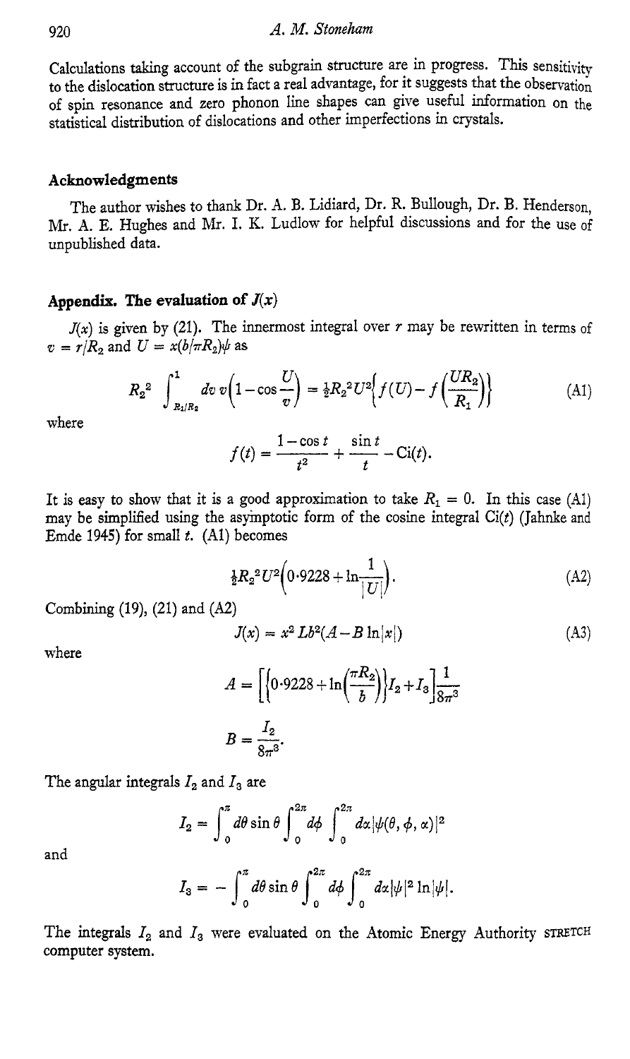Calculations taking account of the subgrain structure are in progress. This sensitivity to the dislocation structure is in fact a real advantage, for it suggests that the observation of spin resonance and zero phonon line shapes can give useful information on the statistical distribution of dislocations and other imperfections in crystals.

## Acknowledgments

The author wishes to thank Dr. A. B. Lidiard, Dr. R. Bullough, Dr. B. Henderson, Mr. A. E. Hughes and Mr. I. K. Ludlow for helpful discussions and for the use of unpublished data.

## Appendix. The evaluation of $J(x)$

$J(x)$ is given by (21). The innermost integral over $r$ may be rewritten in terms of $v = r/R_2$ and $U = x(b/\pi R_2)\psi$ as

$$R_2^2 \int_{R_1/R_2}^{1} dv\, v\left(1-\cos\frac{U}{v}\right) = \tfrac{1}{2}R_2^2 U^2\left\{f(U) - f\left(\frac{UR_2}{R_1}\right)\right\} \tag{A1}$$

where

$$f(t) = \frac{1-\cos t}{t^2} + \frac{\sin t}{t} - \mathrm{Ci}(t).$$

It is easy to show that it is a good approximation to take $R_1 = 0$. In this case (A1) may be simplified using the asymptotic form of the cosine integral $\mathrm{Ci}(t)$ (Jahnke and Emde 1945) for small $t$. (A1) becomes

$$\tfrac{1}{2}R_2^2 U^2\left(0{\cdot}9228 + \ln\frac{1}{|U|}\right). \tag{A2}$$

Combining (19), (21) and (A2)

$$J(x) = x^2 Lb^2(A - B\ln|x|) \tag{A3}$$

where

$$A = \left[\left\{0{\cdot}9228 + \ln\left(\frac{\pi R_2}{b}\right)\right\}I_2 + I_3\right]\frac{1}{8\pi^3}$$

$$B = \frac{I_2}{8\pi^3}.$$

The angular integrals $I_2$ and $I_3$ are

$$I_2 = \int_0^{\pi} d\theta \sin\theta \int_0^{2\pi} d\phi \int_0^{2\pi} d\alpha\, |\psi(\theta,\phi,\alpha)|^2$$

and

$$I_3 = -\int_0^{\pi} d\theta \sin\theta \int_0^{2\pi} d\phi \int_0^{2\pi} d\alpha\, |\psi|^2 \ln|\psi|.$$

The integrals $I_2$ and $I_3$ were evaluated on the Atomic Energy Authority STRETCH computer system.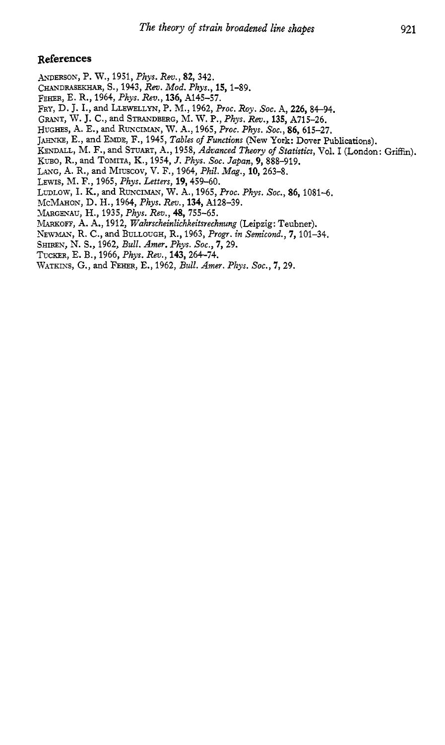## References

ANDERSON, P. W., 1951, *Phys. Rev.*, **82**, 342.

CHANDRASEKHAR, S., 1943, *Rev. Mod. Phys.*, **15**, 1–89.

FEHER, E. R., 1964, *Phys. Rev.*, **136**, A145–57.

FRY, D. J. I., and LLEWELLYN, P. M., 1962, *Proc. Roy. Soc.* A, **226**, 84–94.

GRANT, W. J. C., and STRANDBERG, M. W. P., *Phys. Rev.*, **135**, A715–26.

HUGHES, A. E., and RUNCIMAN, W. A., 1965, *Proc. Phys. Soc.*, **86**, 615–27.

JAHNKE, E., and EMDE, F., 1945, *Tables of Functions* (New York: Dover Publications).

KENDALL, M. F., and STUART, A., 1958, *Advanced Theory of Statistics*, Vol. I (London: Griffin).

KUBO, R., and TOMITA, K., 1954, *J. Phys. Soc. Japan*, **9**, 888–919.

LANG, A. R., and MIUSCOV, V. F., 1964, *Phil. Mag.*, **10**, 263–8.

LEWIS, M. F., 1965, *Phys. Letters*, **19**, 459–60.

LUDLOW, I. K., and RUNCIMAN, W. A., 1965, *Proc. Phys. Soc.*, **86**, 1081–6.

MCMAHON, D. H., 1964, *Phys. Rev.*, **134**, A128–39.

MARGENAU, H., 1935, *Phys. Rev.*, **48**, 755–65.

MARKOFF, A. A., 1912, *Wahrscheinlichkeitsrechnung* (Leipzig: Teubner).

NEWMAN, R. C., and BULLOUGH, R., 1963, *Progr. in Semicond.*, **7**, 101–34.

SHIREN, N. S., 1962, *Bull. Amer. Phys. Soc.*, **7**, 29.

TUCKER, E. B., 1966, *Phys. Rev.*, **143**, 264–74.

WATKINS, G., and FEHER, E., 1962, *Bull. Amer. Phys. Soc.*, **7**, 29.